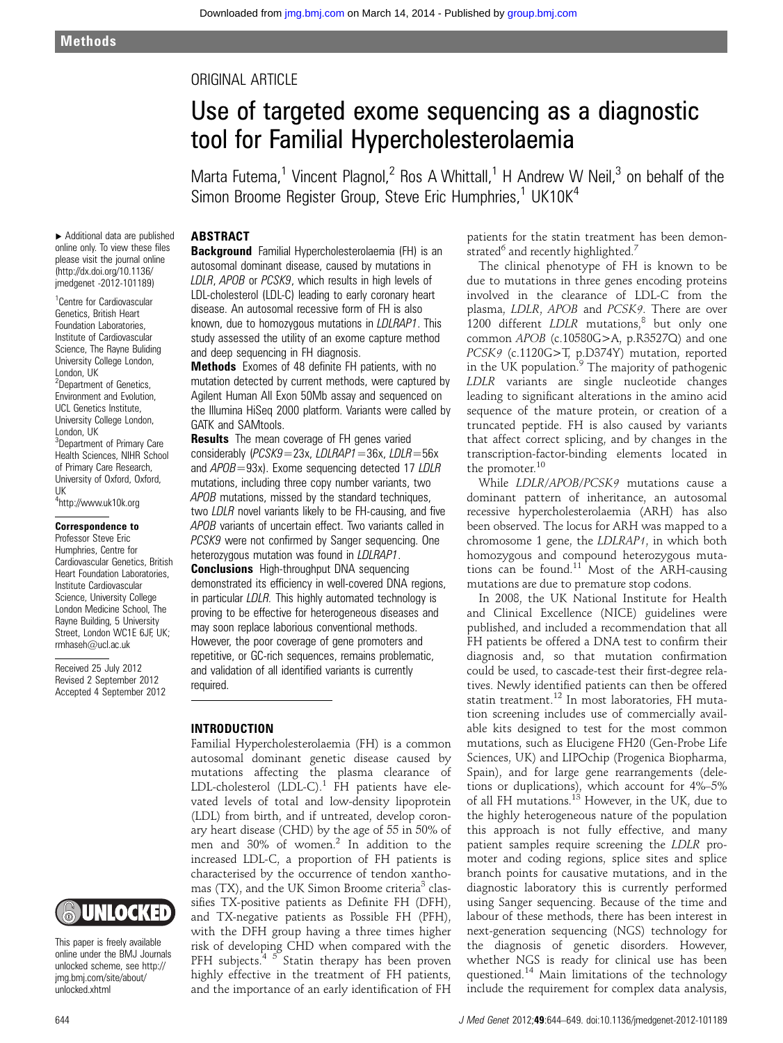ORIGINAL ARTICLE

# Use of targeted exome sequencing as a diagnostic tool for Familial Hypercholesterolaemia

Marta Futema,[1] Vincent Plagnol,[2] Ros A Whittall,[1] H Andrew W Neil,[3] on behalf of the Simon Broome Register Group, Steve Eric Humphries,[1] UK10K[4]

▸ Additional data are published online only. To view these files please visit the journal online (http://dx.doi.org/10.1136/jmedgenet -2012-101189)

[1]Centre for Cardiovascular Genetics, British Heart Foundation Laboratories, Institute of Cardiovascular Science, The Rayne Buliding University College London, London, UK
[2]Department of Genetics, Environment and Evolution, UCL Genetics Institute, University College London, London, UK
[3]Department of Primary Care Health Sciences, NIHR School of Primary Care Research, University of Oxford, Oxford, UK
[4]http://www.uk10k.org

**Correspondence to**
Professor Steve Eric Humphries, Centre for Cardiovascular Genetics, British Heart Foundation Laboratories, Institute Cardiovascular Science, University College London Medicine School, The Rayne Building, 5 University Street, London WC1E 6JF, UK; rmhaseh@ucl.ac.uk

Received 25 July 2012
Revised 2 September 2012
Accepted 4 September 2012

This paper is freely available online under the BMJ Journals unlocked scheme, see http://jmg.bmj.com/site/about/unlocked.xhtml

## ABSTRACT

**Background** Familial Hypercholesterolaemia (FH) is an autosomal dominant disease, caused by mutations in *LDLR*, *APOB* or *PCSK9*, which results in high levels of LDL-cholesterol (LDL-C) leading to early coronary heart disease. An autosomal recessive form of FH is also known, due to homozygous mutations in *LDLRAP1*. This study assessed the utility of an exome capture method and deep sequencing in FH diagnosis.

**Methods** Exomes of 48 definite FH patients, with no mutation detected by current methods, were captured by Agilent Human All Exon 50Mb assay and sequenced on the Illumina HiSeq 2000 platform. Variants were called by GATK and SAMtools.

**Results** The mean coverage of FH genes varied considerably (*PCSK9*=23x, *LDLRAP1*=36x, *LDLR*=56x and *APOB*=93x). Exome sequencing detected 17 *LDLR* mutations, including three copy number variants, two *APOB* mutations, missed by the standard techniques, two *LDLR* novel variants likely to be FH-causing, and five *APOB* variants of uncertain effect. Two variants called in *PCSK9* were not confirmed by Sanger sequencing. One heterozygous mutation was found in *LDLRAP1*.

**Conclusions** High-throughput DNA sequencing demonstrated its efficiency in well-covered DNA regions, in particular *LDLR*. This highly automated technology is proving to be effective for heterogeneous diseases and may soon replace laborious conventional methods. However, the poor coverage of gene promoters and repetitive, or GC-rich sequences, remains problematic, and validation of all identified variants is currently required.

## INTRODUCTION

Familial Hypercholesterolaemia (FH) is a common autosomal dominant genetic disease caused by mutations affecting the plasma clearance of LDL-cholesterol (LDL-C).[1] FH patients have elevated levels of total and low-density lipoprotein (LDL) from birth, and if untreated, develop coronary heart disease (CHD) by the age of 55 in 50% of men and 30% of women.[2] In addition to the increased LDL-C, a proportion of FH patients is characterised by the occurrence of tendon xanthomas (TX), and the UK Simon Broome criteria[3] classifies TX-positive patients as Definite FH (DFH), and TX-negative patients as Possible FH (PFH), with the DFH group having a three times higher risk of developing CHD when compared with the PFH subjects.[4 5] Statin therapy has been proven highly effective in the treatment of FH patients, and the importance of an early identification of FH patients for the statin treatment has been demonstrated[6] and recently highlighted.[7]

The clinical phenotype of FH is known to be due to mutations in three genes encoding proteins involved in the clearance of LDL-C from the plasma, *LDLR*, *APOB* and *PCSK9*. There are over 1200 different *LDLR* mutations,[8] but only one common *APOB* (c.10580G>A, p.R3527Q) and one *PCSK9* (c.1120G>T, p.D374Y) mutation, reported in the UK population.[9] The majority of pathogenic *LDLR* variants are single nucleotide changes leading to significant alterations in the amino acid sequence of the mature protein, or creation of a truncated peptide. FH is also caused by variants that affect correct splicing, and by changes in the transcription-factor-binding elements located in the promoter.[10]

While *LDLR/APOB/PCSK9* mutations cause a dominant pattern of inheritance, an autosomal recessive hypercholesterolaemia (ARH) has also been observed. The locus for ARH was mapped to a chromosome 1 gene, the *LDLRAP1*, in which both homozygous and compound heterozygous mutations can be found.[11] Most of the ARH-causing mutations are due to premature stop codons.

In 2008, the UK National Institute for Health and Clinical Excellence (NICE) guidelines were published, and included a recommendation that all FH patients be offered a DNA test to confirm their diagnosis and, so that mutation confirmation could be used, to cascade-test their first-degree relatives. Newly identified patients can then be offered statin treatment.[12] In most laboratories, FH mutation screening includes use of commercially available kits designed to test for the most common mutations, such as Elucigene FH20 (Gen-Probe Life Sciences, UK) and LIPOchip (Progenica Biopharma, Spain), and for large gene rearrangements (deletions or duplications), which account for 4%–5% of all FH mutations.[13] However, in the UK, due to the highly heterogeneous nature of the population this approach is not fully effective, and many patient samples require screening the *LDLR* promoter and coding regions, splice sites and splice branch points for causative mutations, and in the diagnostic laboratory this is currently performed using Sanger sequencing. Because of the time and labour of these methods, there has been interest in next-generation sequencing (NGS) technology for the diagnosis of genetic disorders. However, whether NGS is ready for clinical use has been questioned.[14] Main limitations of the technology include the requirement for complex data analysis,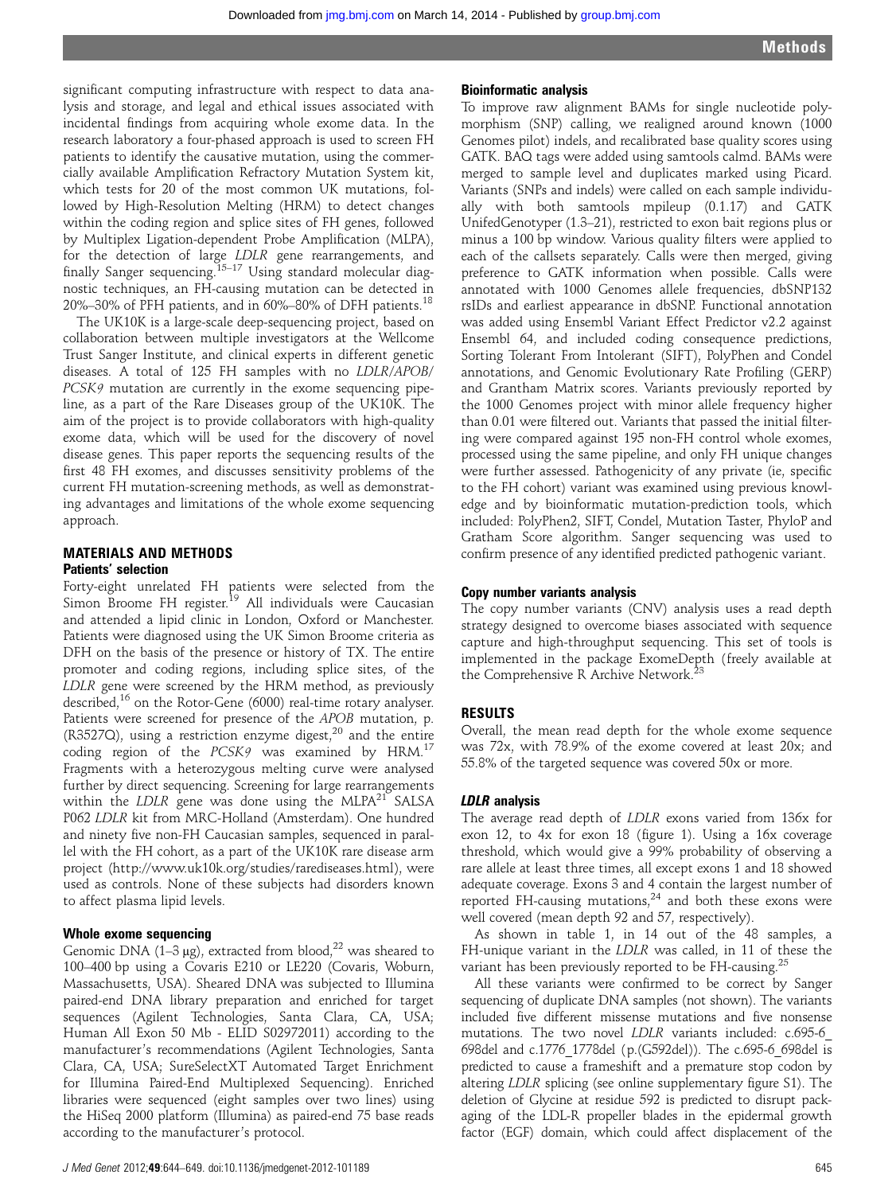significant computing infrastructure with respect to data analysis and storage, and legal and ethical issues associated with incidental findings from acquiring whole exome data. In the research laboratory a four-phased approach is used to screen FH patients to identify the causative mutation, using the commercially available Amplification Refractory Mutation System kit, which tests for 20 of the most common UK mutations, followed by High-Resolution Melting (HRM) to detect changes within the coding region and splice sites of FH genes, followed by Multiplex Ligation-dependent Probe Amplification (MLPA), for the detection of large *LDLR* gene rearrangements, and finally Sanger sequencing.[15–17] Using standard molecular diagnostic techniques, an FH-causing mutation can be detected in 20%–30% of PFH patients, and in 60%–80% of DFH patients.[18]

The UK10K is a large-scale deep-sequencing project, based on collaboration between multiple investigators at the Wellcome Trust Sanger Institute, and clinical experts in different genetic diseases. A total of 125 FH samples with no *LDLR/APOB/PCSK9* mutation are currently in the exome sequencing pipeline, as a part of the Rare Diseases group of the UK10K. The aim of the project is to provide collaborators with high-quality exome data, which will be used for the discovery of novel disease genes. This paper reports the sequencing results of the first 48 FH exomes, and discusses sensitivity problems of the current FH mutation-screening methods, as well as demonstrating advantages and limitations of the whole exome sequencing approach.

## MATERIALS AND METHODS

### Patients' selection

Forty-eight unrelated FH patients were selected from the Simon Broome FH register.[19] All individuals were Caucasian and attended a lipid clinic in London, Oxford or Manchester. Patients were diagnosed using the UK Simon Broome criteria as DFH on the basis of the presence or history of TX. The entire promoter and coding regions, including splice sites, of the *LDLR* gene were screened by the HRM method, as previously described,[16] on the Rotor-Gene (6000) real-time rotary analyser. Patients were screened for presence of the *APOB* mutation, p.(R3527Q), using a restriction enzyme digest,[20] and the entire coding region of the *PCSK9* was examined by HRM.[17] Fragments with a heterozygous melting curve were analysed further by direct sequencing. Screening for large rearrangements within the *LDLR* gene was done using the MLPA[21] SALSA P062 *LDLR* kit from MRC-Holland (Amsterdam). One hundred and ninety five non-FH Caucasian samples, sequenced in parallel with the FH cohort, as a part of the UK10K rare disease arm project (http://www.uk10k.org/studies/rarediseases.html), were used as controls. None of these subjects had disorders known to affect plasma lipid levels.

### Whole exome sequencing

Genomic DNA (1–3 μg), extracted from blood,[22] was sheared to 100–400 bp using a Covaris E210 or LE220 (Covaris, Woburn, Massachusetts, USA). Sheared DNA was subjected to Illumina paired-end DNA library preparation and enriched for target sequences (Agilent Technologies, Santa Clara, CA, USA; Human All Exon 50 Mb - ELID S02972011) according to the manufacturer's recommendations (Agilent Technologies, Santa Clara, CA, USA; SureSelectXT Automated Target Enrichment for Illumina Paired-End Multiplexed Sequencing). Enriched libraries were sequenced (eight samples over two lines) using the HiSeq 2000 platform (Illumina) as paired-end 75 base reads according to the manufacturer's protocol.

### Bioinformatic analysis

To improve raw alignment BAMs for single nucleotide polymorphism (SNP) calling, we realigned around known (1000 Genomes pilot) indels, and recalibrated base quality scores using GATK. BAQ tags were added using samtools calmd. BAMs were merged to sample level and duplicates marked using Picard. Variants (SNPs and indels) were called on each sample individually with both samtools mpileup (0.1.17) and GATK UnifedGenotyper (1.3–21), restricted to exon bait regions plus or minus a 100 bp window. Various quality filters were applied to each of the callsets separately. Calls were then merged, giving preference to GATK information when possible. Calls were annotated with 1000 Genomes allele frequencies, dbSNP132 rsIDs and earliest appearance in dbSNP. Functional annotation was added using Ensembl Variant Effect Predictor v2.2 against Ensembl 64, and included coding consequence predictions, Sorting Tolerant From Intolerant (SIFT), PolyPhen and Condel annotations, and Genomic Evolutionary Rate Profiling (GERP) and Grantham Matrix scores. Variants previously reported by the 1000 Genomes project with minor allele frequency higher than 0.01 were filtered out. Variants that passed the initial filtering were compared against 195 non-FH control whole exomes, processed using the same pipeline, and only FH unique changes were further assessed. Pathogenicity of any private (ie, specific to the FH cohort) variant was examined using previous knowledge and by bioinformatic mutation-prediction tools, which included: PolyPhen2, SIFT, Condel, Mutation Taster, PhyloP and Gratham Score algorithm. Sanger sequencing was used to confirm presence of any identified predicted pathogenic variant.

### Copy number variants analysis

The copy number variants (CNV) analysis uses a read depth strategy designed to overcome biases associated with sequence capture and high-throughput sequencing. This set of tools is implemented in the package ExomeDepth (freely available at the Comprehensive R Archive Network.[23]

## RESULTS

Overall, the mean read depth for the whole exome sequence was 72x, with 78.9% of the exome covered at least 20x; and 55.8% of the targeted sequence was covered 50x or more.

### *LDLR* analysis

The average read depth of *LDLR* exons varied from 136x for exon 12, to 4x for exon 18 (figure 1). Using a 16x coverage threshold, which would give a 99% probability of observing a rare allele at least three times, all except exons 1 and 18 showed adequate coverage. Exons 3 and 4 contain the largest number of reported FH-causing mutations,[24] and both these exons were well covered (mean depth 92 and 57, respectively).

As shown in table 1, in 14 out of the 48 samples, a FH-unique variant in the *LDLR* was called, in 11 of these the variant has been previously reported to be FH-causing.[25]

All these variants were confirmed to be correct by Sanger sequencing of duplicate DNA samples (not shown). The variants included five different missense mutations and five nonsense mutations. The two novel *LDLR* variants included: c.695-6_698del and c.1776_1778del (p.(G592del)). The c.695-6_698del is predicted to cause a frameshift and a premature stop codon by altering *LDLR* splicing (see online supplementary figure S1). The deletion of Glycine at residue 592 is predicted to disrupt packaging of the LDL-R propeller blades in the epidermal growth factor (EGF) domain, which could affect displacement of the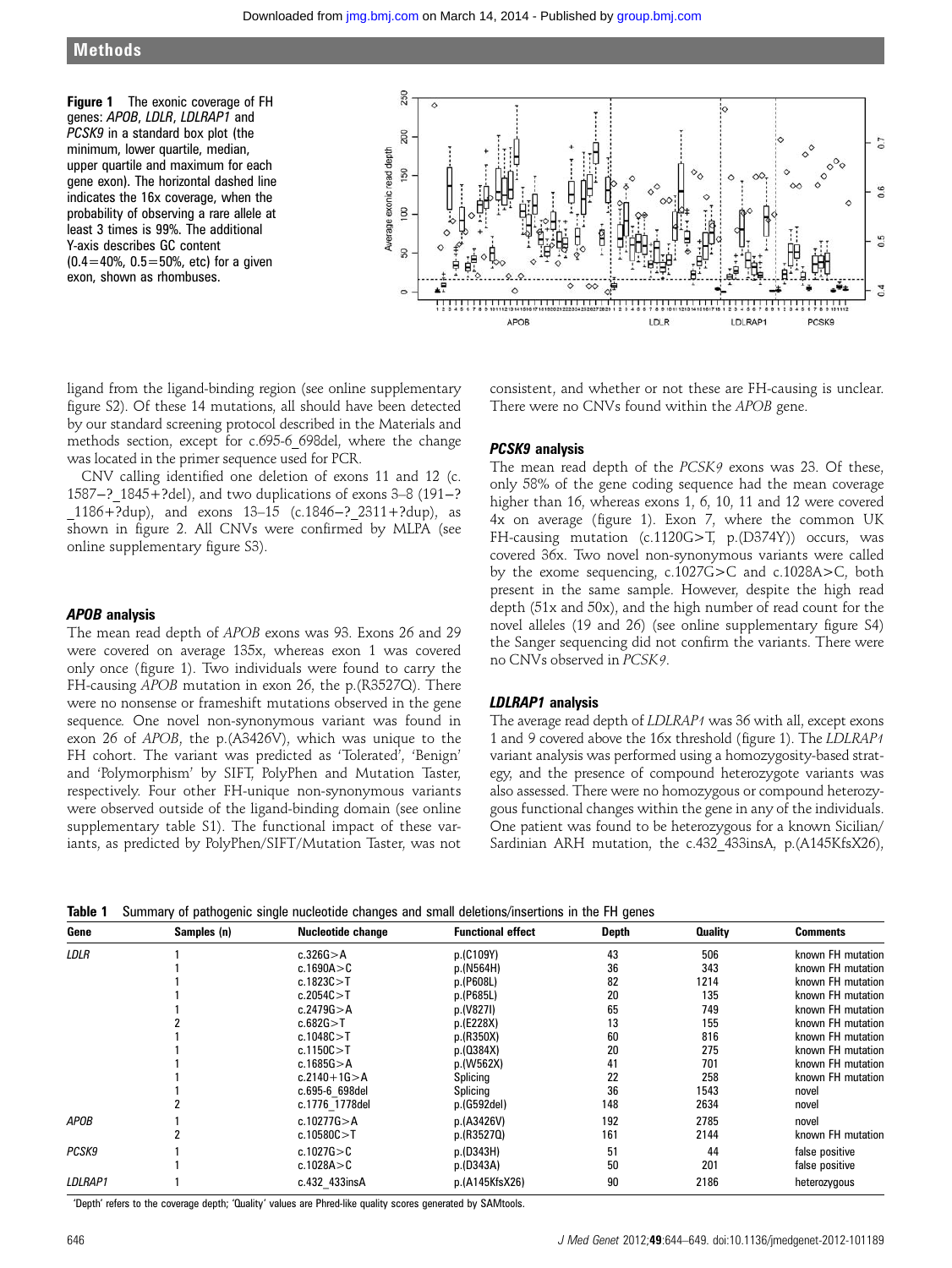**Figure 1** The exonic coverage of FH genes: *APOB*, *LDLR*, *LDLRAP1* and *PCSK9* in a standard box plot (the minimum, lower quartile, median, upper quartile and maximum for each gene exon). The horizontal dashed line indicates the 16x coverage, when the probability of observing a rare allele at least 3 times is 99%. The additional Y-axis describes GC content (0.4=40%, 0.5=50%, etc) for a given exon, shown as rhombuses.

ligand from the ligand-binding region (see online supplementary figure S2). Of these 14 mutations, all should have been detected by our standard screening protocol described in the Materials and methods section, except for c.695-6_698del, where the change was located in the primer sequence used for PCR.

CNV calling identified one deletion of exons 11 and 12 (c. 1587−?_1845+?del), and two duplications of exons 3–8 (191−?_1186+?dup), and exons 13–15 (c.1846−?_2311+?dup), as shown in figure 2. All CNVs were confirmed by MLPA (see online supplementary figure S3).

### *APOB* analysis

The mean read depth of *APOB* exons was 93. Exons 26 and 29 were covered on average 135x, whereas exon 1 was covered only once (figure 1). Two individuals were found to carry the FH-causing *APOB* mutation in exon 26, the p.(R3527Q). There were no nonsense or frameshift mutations observed in the gene sequence. One novel non-synonymous variant was found in exon 26 of *APOB*, the p.(A3426V), which was unique to the FH cohort. The variant was predicted as 'Tolerated', 'Benign' and 'Polymorphism' by SIFT, PolyPhen and Mutation Taster, respectively. Four other FH-unique non-synonymous variants were observed outside of the ligand-binding domain (see online supplementary table S1). The functional impact of these variants, as predicted by PolyPhen/SIFT/Mutation Taster, was not consistent, and whether or not these are FH-causing is unclear. There were no CNVs found within the *APOB* gene.

### *PCSK9* analysis

The mean read depth of the *PCSK9* exons was 23. Of these, only 58% of the gene coding sequence had the mean coverage higher than 16, whereas exons 1, 6, 10, 11 and 12 were covered 4x on average (figure 1). Exon 7, where the common UK FH-causing mutation (c.1120G>T, p.(D374Y)) occurs, was covered 36x. Two novel non-synonymous variants were called by the exome sequencing, c.1027G>C and c.1028A>C, both present in the same sample. However, despite the high read depth (51x and 50x), and the high number of read count for the novel alleles (19 and 26) (see online supplementary figure S4) the Sanger sequencing did not confirm the variants. There were no CNVs observed in *PCSK9*.

### *LDLRAP1* analysis

The average read depth of *LDLRAP1* was 36 with all, except exons 1 and 9 covered above the 16x threshold (figure 1). The *LDLRAP1* variant analysis was performed using a homozygosity-based strategy, and the presence of compound heterozygote variants was also assessed. There were no homozygous or compound heterozygous functional changes within the gene in any of the individuals. One patient was found to be heterozygous for a known Sicilian/Sardinian ARH mutation, the c.432_433insA, p.(A145KfsX26),

**Table 1** Summary of pathogenic single nucleotide changes and small deletions/insertions in the FH genes

| Gene | Samples (n) | Nucleotide change | Functional effect | Depth | Quality | Comments |
|---|---|---|---|---|---|---|
| *LDLR* | 1 | c.326G>A | p.(C109Y) | 43 | 506 | known FH mutation |
| | 1 | c.1690A>C | p.(N564H) | 36 | 343 | known FH mutation |
| | 1 | c.1823C>T | p.(P608L) | 82 | 1214 | known FH mutation |
| | 1 | c.2054C>T | p.(P685L) | 20 | 135 | known FH mutation |
| | 1 | c.2479G>A | p.(V827I) | 65 | 749 | known FH mutation |
| | 2 | c.682G>T | p.(E228X) | 13 | 155 | known FH mutation |
| | 1 | c.1048C>T | p.(R350X) | 60 | 816 | known FH mutation |
| | 1 | c.1150C>T | p.(Q384X) | 20 | 275 | known FH mutation |
| | 1 | c.1685G>A | p.(W562X) | 41 | 701 | known FH mutation |
| | 1 | c.2140+1G>A | Splicing | 22 | 258 | known FH mutation |
| | 1 | c.695-6_698del | Splicing | 36 | 1543 | novel |
| | 2 | c.1776_1778del | p.(G592del) | 148 | 2634 | novel |
| *APOB* | 1 | c.10277G>A | p.(A3426V) | 192 | 2785 | novel |
| | 2 | c.10580C>T | p.(R3527Q) | 161 | 2144 | known FH mutation |
| *PCSK9* | 1 | c.1027G>C | p.(D343H) | 51 | 44 | false positive |
| | 1 | c.1028A>C | p.(D343A) | 50 | 201 | false positive |
| *LDLRAP1* | 1 | c.432_433insA | p.(A145KfsX26) | 90 | 2186 | heterozygous |

'Depth' refers to the coverage depth; 'Quality' values are Phred-like quality scores generated by SAMtools.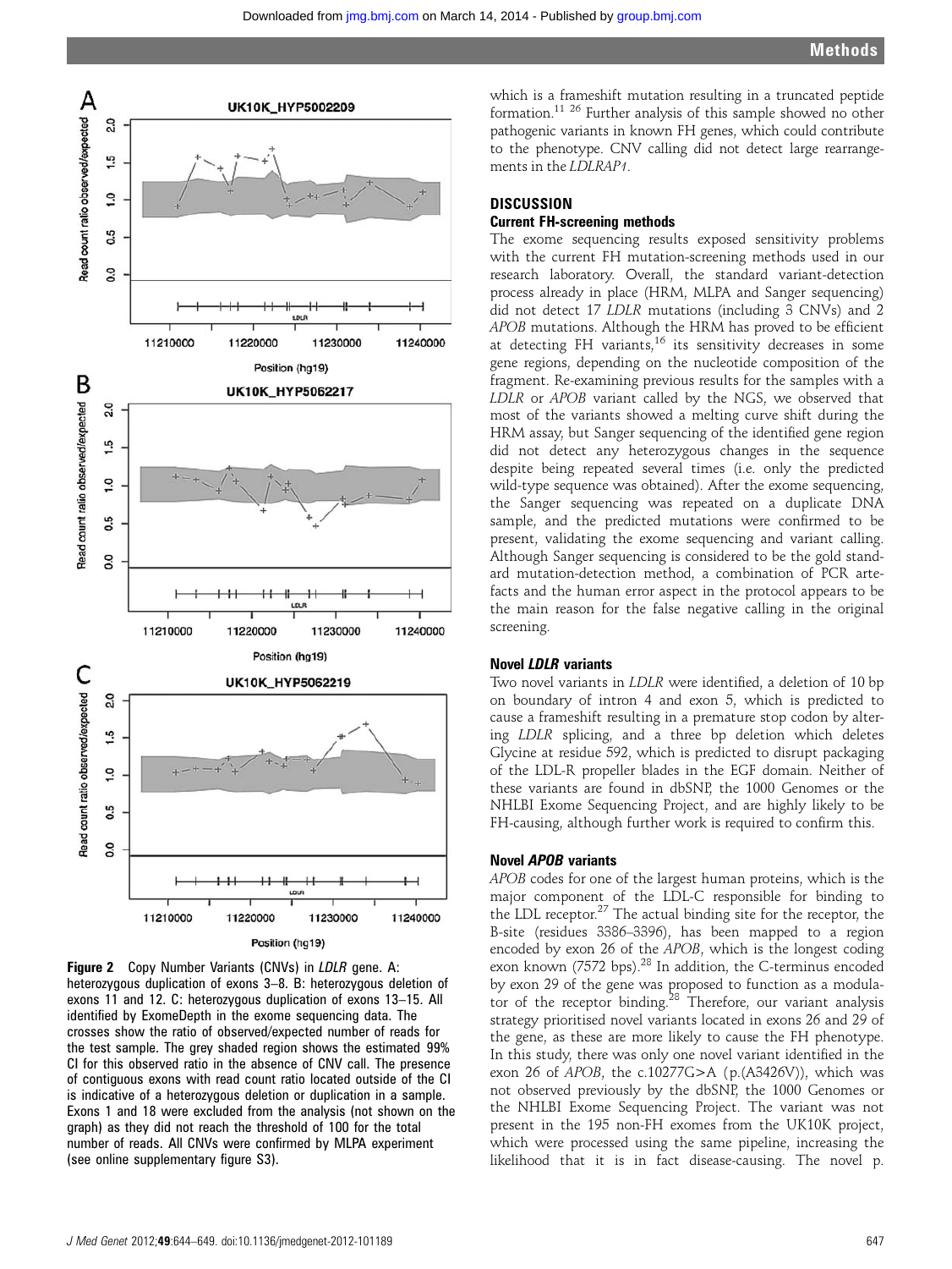A

UK10K_HYP5002209

Read count ratio observed/expected

2.0 1.5 1.0 0.5 0.0

LDLR

11210000 11220000 11230000 11240000

Position (hg19)

B

UK10K_HYP5062217

Read count ratio observed/expected

2.0 1.5 1.0 0.5 0.0

LDLR

11210000 11220000 11230000 11240000

Position (hg19)

C

UK10K_HYP5062219

Read count ratio observed/expected

2.0 1.5 1.0 0.5 0.0

LDLR

11210000 11220000 11230000 11240000

Position (hg19)

**Figure 2** Copy Number Variants (CNVs) in *LDLR* gene. A: heterozygous duplication of exons 3–8. B: heterozygous deletion of exons 11 and 12. C: heterozygous duplication of exons 13–15. All identified by ExomeDepth in the exome sequencing data. The crosses show the ratio of observed/expected number of reads for the test sample. The grey shaded region shows the estimated 99% CI for this observed ratio in the absence of CNV call. The presence of contiguous exons with read count ratio located outside of the CI is indicative of a heterozygous deletion or duplication in a sample. Exons 1 and 18 were excluded from the analysis (not shown on the graph) as they did not reach the threshold of 100 for the total number of reads. All CNVs were confirmed by MLPA experiment (see online supplementary figure S3).

which is a frameshift mutation resulting in a truncated peptide formation.[11 26] Further analysis of this sample showed no other pathogenic variants in known FH genes, which could contribute to the phenotype. CNV calling did not detect large rearrangements in the *LDLRAP1*.

## DISCUSSION

### Current FH-screening methods

The exome sequencing results exposed sensitivity problems with the current FH mutation-screening methods used in our research laboratory. Overall, the standard variant-detection process already in place (HRM, MLPA and Sanger sequencing) did not detect 17 *LDLR* mutations (including 3 CNVs) and 2 *APOB* mutations. Although the HRM has proved to be efficient at detecting FH variants,[16] its sensitivity decreases in some gene regions, depending on the nucleotide composition of the fragment. Re-examining previous results for the samples with a *LDLR* or *APOB* variant called by the NGS, we observed that most of the variants showed a melting curve shift during the HRM assay, but Sanger sequencing of the identified gene region did not detect any heterozygous changes in the sequence despite being repeated several times (i.e. only the predicted wild-type sequence was obtained). After the exome sequencing, the Sanger sequencing was repeated on a duplicate DNA sample, and the predicted mutations were confirmed to be present, validating the exome sequencing and variant calling. Although Sanger sequencing is considered to be the gold standard mutation-detection method, a combination of PCR artefacts and the human error aspect in the protocol appears to be the main reason for the false negative calling in the original screening.

### Novel *LDLR* variants

Two novel variants in *LDLR* were identified, a deletion of 10 bp on boundary of intron 4 and exon 5, which is predicted to cause a frameshift resulting in a premature stop codon by altering *LDLR* splicing, and a three bp deletion which deletes Glycine at residue 592, which is predicted to disrupt packaging of the LDL-R propeller blades in the EGF domain. Neither of these variants are found in dbSNP, the 1000 Genomes or the NHLBI Exome Sequencing Project, and are highly likely to be FH-causing, although further work is required to confirm this.

### Novel *APOB* variants

*APOB* codes for one of the largest human proteins, which is the major component of the LDL-C responsible for binding to the LDL receptor.[27] The actual binding site for the receptor, the B-site (residues 3386–3396), has been mapped to a region encoded by exon 26 of the *APOB*, which is the longest coding exon known (7572 bps).[28] In addition, the C-terminus encoded by exon 29 of the gene was proposed to function as a modulator of the receptor binding.[28] Therefore, our variant analysis strategy prioritised novel variants located in exons 26 and 29 of the gene, as these are more likely to cause the FH phenotype. In this study, there was only one novel variant identified in the exon 26 of *APOB*, the c.10277G>A (p.(A3426V)), which was not observed previously by the dbSNP, the 1000 Genomes or the NHLBI Exome Sequencing Project. The variant was not present in the 195 non-FH exomes from the UK10K project, which were processed using the same pipeline, increasing the likelihood that it is in fact disease-causing. The novel p.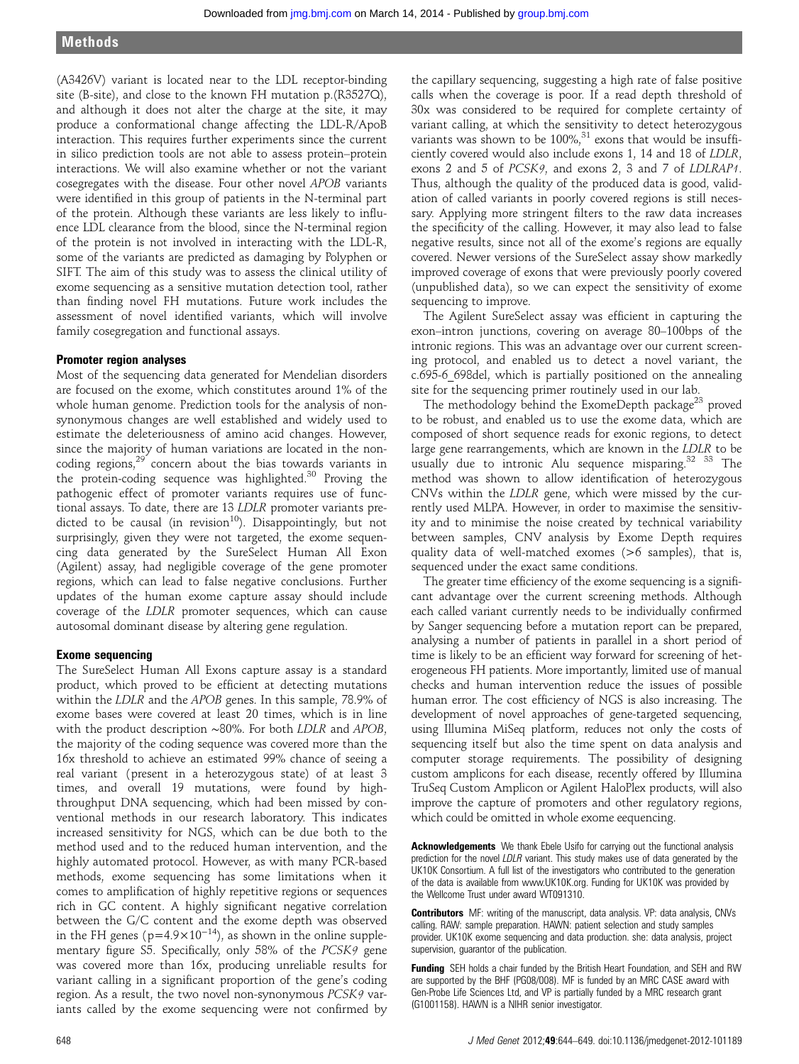(A3426V) variant is located near to the LDL receptor-binding site (B-site), and close to the known FH mutation p.(R3527Q), and although it does not alter the charge at the site, it may produce a conformational change affecting the LDL-R/ApoB interaction. This requires further experiments since the current in silico prediction tools are not able to assess protein–protein interactions. We will also examine whether or not the variant cosegregates with the disease. Four other novel *APOB* variants were identified in this group of patients in the N-terminal part of the protein. Although these variants are less likely to influence LDL clearance from the blood, since the N-terminal region of the protein is not involved in interacting with the LDL-R, some of the variants are predicted as damaging by Polyphen or SIFT. The aim of this study was to assess the clinical utility of exome sequencing as a sensitive mutation detection tool, rather than finding novel FH mutations. Future work includes the assessment of novel identified variants, which will involve family cosegregation and functional assays.

### Promoter region analyses

Most of the sequencing data generated for Mendelian disorders are focused on the exome, which constitutes around 1% of the whole human genome. Prediction tools for the analysis of non-synonymous changes are well established and widely used to estimate the deleteriousness of amino acid changes. However, since the majority of human variations are located in the non-coding regions,[29] concern about the bias towards variants in the protein-coding sequence was highlighted.[30] Proving the pathogenic effect of promoter variants requires use of functional assays. To date, there are 13 *LDLR* promoter variants predicted to be causal (in revision[10]). Disappointingly, but not surprisingly, given they were not targeted, the exome sequencing data generated by the SureSelect Human All Exon (Agilent) assay, had negligible coverage of the gene promoter regions, which can lead to false negative conclusions. Further updates of the human exome capture assay should include coverage of the *LDLR* promoter sequences, which can cause autosomal dominant disease by altering gene regulation.

### Exome sequencing

The SureSelect Human All Exons capture assay is a standard product, which proved to be efficient at detecting mutations within the *LDLR* and the *APOB* genes. In this sample, 78.9% of exome bases were covered at least 20 times, which is in line with the product description ~80%. For both *LDLR* and *APOB*, the majority of the coding sequence was covered more than the 16x threshold to achieve an estimated 99% chance of seeing a real variant (present in a heterozygous state) of at least 3 times, and overall 19 mutations, were found by high-throughput DNA sequencing, which had been missed by conventional methods in our research laboratory. This indicates increased sensitivity for NGS, which can be due both to the method used and to the reduced human intervention, and the highly automated protocol. However, as with many PCR-based methods, exome sequencing has some limitations when it comes to amplification of highly repetitive regions or sequences rich in GC content. A highly significant negative correlation between the G/C content and the exome depth was observed in the FH genes ($p=4.9\times10^{-14}$), as shown in the online supplementary figure S5. Specifically, only 58% of the *PCSK9* gene was covered more than 16x, producing unreliable results for variant calling in a significant proportion of the gene's coding region. As a result, the two novel non-synonymous *PCSK9* variants called by the exome sequencing were not confirmed by the capillary sequencing, suggesting a high rate of false positive calls when the coverage is poor. If a read depth threshold of 30x was considered to be required for complete certainty of variant calling, at which the sensitivity to detect heterozygous variants was shown to be 100%,[31] exons that would be insufficiently covered would also include exons 1, 14 and 18 of *LDLR*, exons 2 and 5 of *PCSK9*, and exons 2, 3 and 7 of *LDLRAP1*. Thus, although the quality of the produced data is good, validation of called variants in poorly covered regions is still necessary. Applying more stringent filters to the raw data increases the specificity of the calling. However, it may also lead to false negative results, since not all of the exome's regions are equally covered. Newer versions of the SureSelect assay show markedly improved coverage of exons that were previously poorly covered (unpublished data), so we can expect the sensitivity of exome sequencing to improve.

The Agilent SureSelect assay was efficient in capturing the exon–intron junctions, covering on average 80–100bps of the intronic regions. This was an advantage over our current screening protocol, and enabled us to detect a novel variant, the c.695-6_698del, which is partially positioned on the annealing site for the sequencing primer routinely used in our lab.

The methodology behind the ExomeDepth package[23] proved to be robust, and enabled us to use the exome data, which are composed of short sequence reads for exonic regions, to detect large gene rearrangements, which are known in the *LDLR* to be usually due to intronic Alu sequence mispairing.[32] [33] The method was shown to allow identification of heterozygous CNVs within the *LDLR* gene, which were missed by the currently used MLPA. However, in order to maximise the sensitivity and to minimise the noise created by technical variability between samples, CNV analysis by Exome Depth requires quality data of well-matched exomes (>6 samples), that is, sequenced under the exact same conditions.

The greater time efficiency of the exome sequencing is a significant advantage over the current screening methods. Although each called variant currently needs to be individually confirmed by Sanger sequencing before a mutation report can be prepared, analysing a number of patients in parallel in a short period of time is likely to be an efficient way forward for screening of heterogeneous FH patients. More importantly, limited use of manual checks and human intervention reduce the issues of possible human error. The cost efficiency of NGS is also increasing. The development of novel approaches of gene-targeted sequencing, using Illumina MiSeq platform, reduces not only the costs of sequencing itself but also the time spent on data analysis and computer storage requirements. The possibility of designing custom amplicons for each disease, recently offered by Illumina TruSeq Custom Amplicon or Agilent HaloPlex products, will also improve the capture of promoters and other regulatory regions, which could be omitted in whole exome eequencing.

**Acknowledgements** We thank Ebele Usifo for carrying out the functional analysis prediction for the novel *LDLR* variant. This study makes use of data generated by the UK10K Consortium. A full list of the investigators who contributed to the generation of the data is available from www.UK10K.org. Funding for UK10K was provided by the Wellcome Trust under award WT091310.

**Contributors** MF: writing of the manuscript, data analysis. VP: data analysis, CNVs calling. RAW: sample preparation. HAWN: patient selection and study samples provider. UK10K exome sequencing and data production. she: data analysis, project supervision, guarantor of the publication.

**Funding** SEH holds a chair funded by the British Heart Foundation, and SEH and RW are supported by the BHF (PG08/008). MF is funded by an MRC CASE award with Gen-Probe Life Sciences Ltd, and VP is partially funded by a MRC research grant (G1001158). HAWN is a NIHR senior investigator.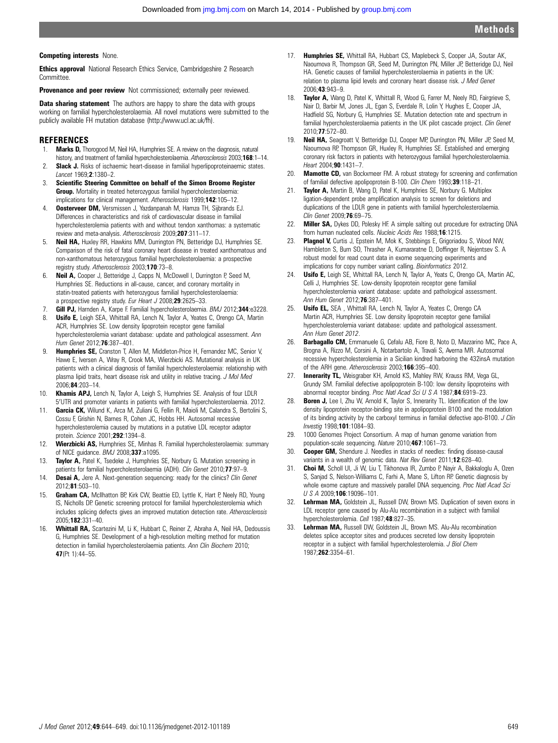**Competing interests** None.

**Ethics approval** National Research Ethics Service, Cambridgeshire 2 Research Committee.

**Provenance and peer review** Not commissioned; externally peer reviewed.

**Data sharing statement** The authors are happy to share the data with groups working on familial hypercholesterolaemia. All novel mutations were submitted to the publicly available FH mutation database (http://www.ucl.ac.uk/fh).

## REFERENCES

1. **Marks D,** Thorogood M, Neil HA, Humphries SE. A review on the diagnosis, natural history, and treatment of familial hypercholesterolaemia. *Atherosclerosis* 2003;**168**:1–14.
2. **Slack J.** Risks of ischaemic heart-disease in familial hyperlipoproteinaemic states. *Lancet* 1969;**2**:1380–2.
3. **Scientific Steering Committee on behalf of the Simon Broome Register Group.** Mortality in treated heterozygous familial hypercholesterolaemia: implications for clinical management. *Atherosclerosis* 1999;**142**:105–12.
4. **Oosterveer DM,** Versmissen J, Yazdanpanah M, Hamza TH, Sijbrands EJ. Differences in characteristics and risk of cardiovascular disease in familial hypercholesterolemia patients with and without tendon xanthomas: a systematic review and meta-analysis. *Atherosclerosis* 2009;**207**:311–17.
5. **Neil HA,** Huxley RR, Hawkins MM, Durrington PN, Betteridge DJ, Humphries SE. Comparison of the risk of fatal coronary heart disease in treated xanthomatous and non-xanthomatous heterozygous familial hypercholesterolaemia: a prospective registry study. *Atherosclerosis* 2003;**170**:73–8.
6. **Neil A,** Cooper J, Betteridge J, Capps N, McDowell I, Durrington P, Seed M, Humphries SE. Reductions in all-cause, cancer, and coronary mortality in statin-treated patients with heterozygous familial hypercholesterolaemia: a prospective registry study. *Eur Heart J* 2008;**29**:2625–33.
7. **Gill PJ,** Harnden A, Karpe F. Familial hypercholesterolaemia. *BMJ* 2012;**344**:e3228.
8. **Usifo E,** Leigh SEA, Whittall RA, Lench N, Taylor A, Yeates C, Orengo CA, Martin ACR, Humphries SE. Low density lipoprotein receptor gene familial hypercholesterolemia variant database: update and pathological assessment. *Ann Hum Genet* 2012;**76**:387–401.
9. **Humphries SE,** Cranston T, Allen M, Middleton-Price H, Fernandez MC, Senior V, Hawe E, Iversen A, Wray R, Crook MA, Wierzbicki AS. Mutational analysis in UK patients with a clinical diagnosis of familial hypercholesterolaemia: relationship with plasma lipid traits, heart disease risk and utility in relative tracing. *J Mol Med* 2006;**84**:203–14.
10. **Khamis APJ,** Lench N, Taylor A, Leigh S, Humphries SE. Analysis of four LDLR 5′UTR and promoter variants in patients with familial hypercholesterolaemia. 2012.
11. **Garcia CK,** Wilund K, Arca M, Zuliani G, Fellin R, Maioli M, Calandra S, Bertolini S, Cossu F, Grishin N, Barnes R, Cohen JC, Hobbs HH. Autosomal recessive hypercholesterolemia caused by mutations in a putative LDL receptor adaptor protein. *Science* 2001;**292**:1394–8.
12. **Wierzbicki AS,** Humphries SE, Minhas R. Familial hypercholesterolaemia: summary of NICE guidance. *BMJ* 2008;**337**:a1095.
13. **Taylor A,** Patel K, Tsedeke J, Humphries SE, Norbury G. Mutation screening in patients for familial hypercholesterolaemia (ADH). *Clin Genet* 2010;**77**:97–9.
14. **Desai A,** Jere A. Next-generation sequencing: ready for the clinics? *Clin Genet* 2012;**81**:503–10.
15. **Graham CA,** McIlhatton BP, Kirk CW, Beattie ED, Lyttle K, Hart P, Neely RD, Young IS, Nicholls DP. Genetic screening protocol for familial hypercholesterolemia which includes splicing defects gives an improved mutation detection rate. *Atherosclerosis* 2005;**182**:331–40.
16. **Whittall RA,** Scartezini M, Li K, Hubbart C, Reiner Z, Abraha A, Neil HA, Dedoussis G, Humphries SE. Development of a high-resolution melting method for mutation detection in familial hypercholesterolaemia patients. *Ann Clin Biochem* 2010; **47**(Pt 1):44–55.
17. **Humphries SE,** Whittall RA, Hubbart CS, Maplebeck S, Cooper JA, Soutar AK, Naoumova R, Thompson GR, Seed M, Durrington PN, Miller JP, Betteridge DJ, Neil HA. Genetic causes of familial hypercholesterolaemia in patients in the UK: relation to plasma lipid levels and coronary heart disease risk. *J Med Genet* 2006;**43**:943–9.
18. **Taylor A,** Wang D, Patel K, Whittall R, Wood G, Farrer M, Neely RD, Fairgrieve S, Nair D, Barbir M, Jones JL, Egan S, Everdale R, Lolin Y, Hughes E, Cooper JA, Hadfield SG, Norbury G, Humphries SE. Mutation detection rate and spectrum in familial hypercholesterolaemia patients in the UK pilot cascade project. *Clin Genet* 2010;**77**:572–80.
19. **Neil HA,** Seagroatt V, Betteridge DJ, Cooper MP, Durrington PN, Miller JP, Seed M, Naoumova RP, Thompson GR, Huxley R, Humphries SE. Established and emerging coronary risk factors in patients with heterozygous familial hypercholesterolaemia. *Heart* 2004;**90**:1431–7.
20. **Mamotte CD,** van Bockxmeer FM. A robust strategy for screening and confirmation of familial defective apolipoprotein B-100. *Clin Chem* 1993;**39**:118–21.
21. **Taylor A,** Martin B, Wang D, Patel K, Humphries SE, Norbury G. Multiplex ligation-dependent probe amplification analysis to screen for deletions and duplications of the LDLR gene in patients with familial hypercholesterolaemia. *Clin Genet* 2009;**76**:69–75.
22. **Miller SA,** Dykes DD, Polesky HF. A simple salting out procedure for extracting DNA from human nucleated cells. *Nucleic Acids Res* 1988;**16**:1215.
23. **Plagnol V,** Curtis J, Epstein M, Mok K, Stebbings E, Grigoriadou S, Wood NW, Hambleton S, Burn SO, Thrasher A, Kumararatne D, Doffinger R, Nejentsev S. A robust model for read count data in exome sequencing experiments and implications for copy number variant calling. *Bioinformatics* 2012.
24. **Usifo E,** Leigh SE, Whittall RA, Lench N, Taylor A, Yeats C, Orengo CA, Martin AC, Celli J, Humphries SE. Low-density lipoprotein receptor gene familial hypercholesterolemia variant database: update and pathological assessment. *Ann Hum Genet* 2012;**76**:387–401.
25. **Usifo EL,** SEA , Whittall RA, Lench N, Taylor A, Yeates C, Orengo CA Martin ACR, Humphries SE. Low density lipoprotein receptor gene familial hypercholesterolemia variant database: update and pathological assessment. *Ann Hum Genet 2012*.
26. **Barbagallo CM,** Emmanuele G, Cefalu AB, Fiore B, Noto D, Mazzarino MC, Pace A, Brogna A, Rizzo M, Corsini A, Notarbartolo A, Travali S, Averna MR. Autosomal recessive hypercholesterolemia in a Sicilian kindred harboring the 432insA mutation of the ARH gene. *Atherosclerosis* 2003;**166**:395–400.
27. **Innerarity TL,** Weisgraber KH, Arnold KS, Mahley RW, Krauss RM, Vega GL, Grundy SM. Familial defective apolipoprotein B-100: low density lipoproteins with abnormal receptor binding. *Proc Natl Acad Sci U S A* 1987;**84**:6919–23.
28. **Boren J,** Lee I, Zhu W, Arnold K, Taylor S, Innerarity TL. Identification of the low density lipoprotein receptor-binding site in apolipoprotein B100 and the modulation of its binding activity by the carboxyl terminus in familial defective apo-B100. *J Clin Investig* 1998;**101**:1084–93.
29. 1000 Genomes Project Consortium. A map of human genome variation from population-scale sequencing. *Nature* 2010;**467**:1061–73.
30. **Cooper GM,** Shendure J. Needles in stacks of needles: finding disease-causal variants in a wealth of genomic data. *Nat Rev Genet* 2011;**12**:628–40.
31. **Choi M,** Scholl UI, Ji W, Liu T, Tikhonova IR, Zumbo P, Nayir A, Bakkaloglu A, Ozen S, Sanjad S, Nelson-Williams C, Farhi A, Mane S, Lifton RP. Genetic diagnosis by whole exome capture and massively parallel DNA sequencing. *Proc Natl Acad Sci U S A* 2009;**106**:19096–101.
32. **Lehrman MA,** Goldstein JL, Russell DW, Brown MS. Duplication of seven exons in LDL receptor gene caused by Alu-Alu recombination in a subject with familial hypercholesterolemia. *Cell* 1987;**48**:827–35.
33. **Lehrman MA,** Russell DW, Goldstein JL, Brown MS. Alu-Alu recombination deletes splice acceptor sites and produces secreted low density lipoprotein receptor in a subject with familial hypercholesterolemia. *J Biol Chem* 1987;**262**:3354–61.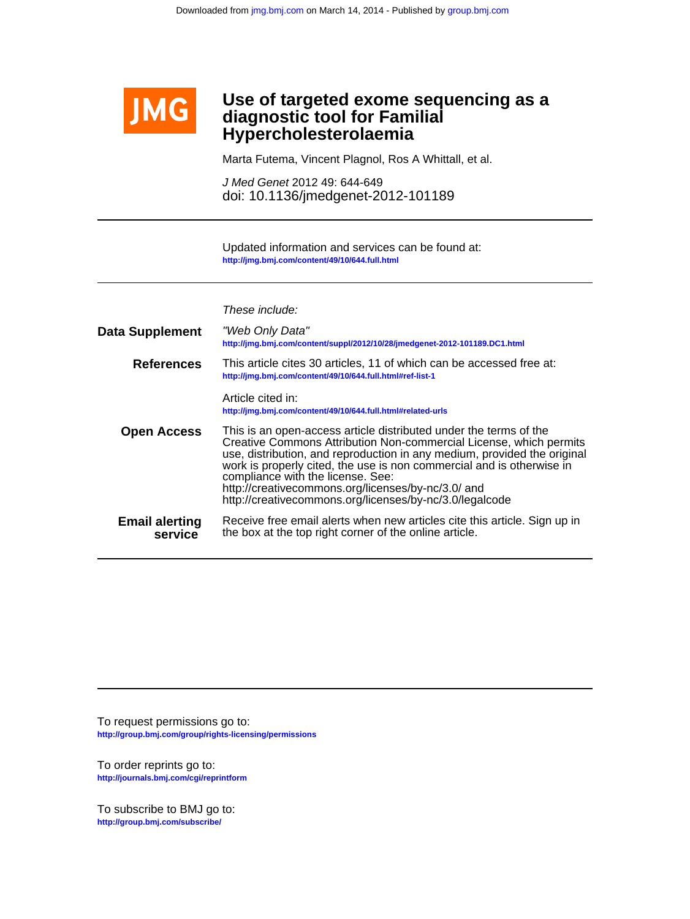# Use of targeted exome sequencing as a diagnostic tool for Familial Hypercholesterolaemia

Marta Futema, Vincent Plagnol, Ros A Whittall, et al.

*J Med Genet* 2012 49: 644-649
doi: 10.1136/jmedgenet-2012-101189

Updated information and services can be found at:
http://jmg.bmj.com/content/49/10/644.full.html

*These include:*

**Data Supplement**

*"Web Only Data"*
http://jmg.bmj.com/content/suppl/2012/10/28/jmedgenet-2012-101189.DC1.html

**References**

This article cites 30 articles, 11 of which can be accessed free at:
http://jmg.bmj.com/content/49/10/644.full.html#ref-list-1

Article cited in:
http://jmg.bmj.com/content/49/10/644.full.html#related-urls

**Open Access**

This is an open-access article distributed under the terms of the Creative Commons Attribution Non-commercial License, which permits use, distribution, and reproduction in any medium, provided the original work is properly cited, the use is non commercial and is otherwise in compliance with the license. See:
http://creativecommons.org/licenses/by-nc/3.0/ and
http://creativecommons.org/licenses/by-nc/3.0/legalcode

**Email alerting service**

Receive free email alerts when new articles cite this article. Sign up in the box at the top right corner of the online article.

To request permissions go to:
http://group.bmj.com/group/rights-licensing/permissions

To order reprints go to:
http://journals.bmj.com/cgi/reprintform

To subscribe to BMJ go to:
http://group.bmj.com/subscribe/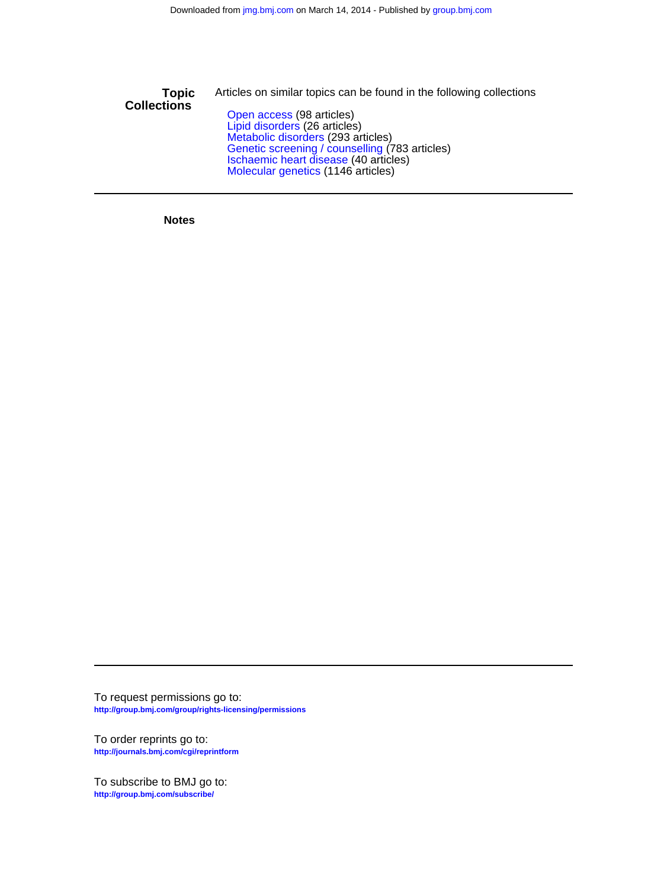**Topic Collections**

Articles on similar topics can be found in the following collections

- Open access (98 articles)
- Lipid disorders (26 articles)
- Metabolic disorders (293 articles)
- Genetic screening / counselling (783 articles)
- Ischaemic heart disease (40 articles)
- Molecular genetics (1146 articles)

**Notes**

To request permissions go to:
http://group.bmj.com/group/rights-licensing/permissions

To order reprints go to:
http://journals.bmj.com/cgi/reprintform

To subscribe to BMJ go to:
http://group.bmj.com/subscribe/